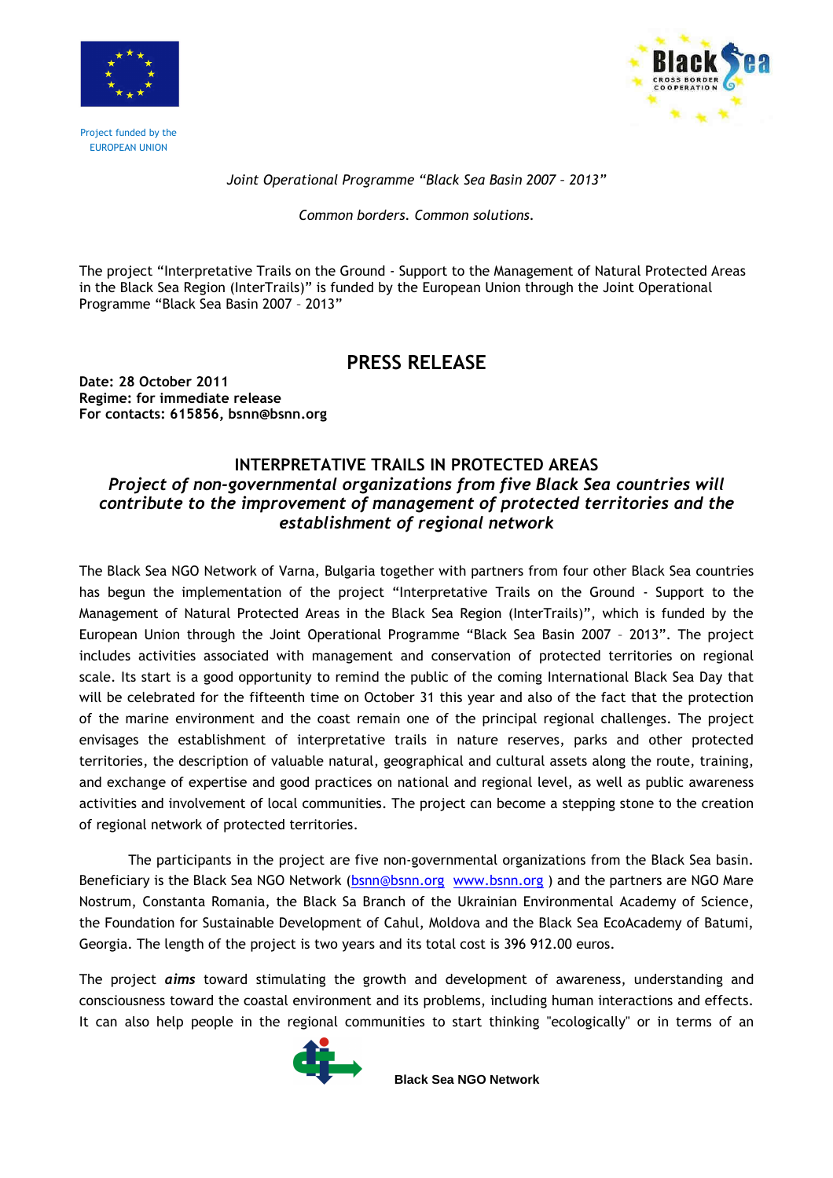Project funded by the EUROPEAN UNION

*Joint Operational Programme "Black Sea Basin 2007 – 2013"*

*Common borders. Common solutions.*

The project "Interpretative Trails on the Ground - Support to the Management of Natural Protected Areas in the Black Sea Region (InterTrails)" is funded by the European Union through the Joint Operational Programme "Black Sea Basin 2007 – 2013"

# PRESS RELEASE

**Date: 28 October 2011**
**Regime: for immediate release**
**For contacts: 615856, bsnn@bsnn.org**

## INTERPRETATIVE TRAILS IN PROTECTED AREAS

***Project of non-governmental organizations from five Black Sea countries will contribute to the improvement of management of protected territories and the establishment of regional network***

The Black Sea NGO Network of Varna, Bulgaria together with partners from four other Black Sea countries has begun the implementation of the project "Interpretative Trails on the Ground - Support to the Management of Natural Protected Areas in the Black Sea Region (InterTrails)", which is funded by the European Union through the Joint Operational Programme "Black Sea Basin 2007 – 2013". The project includes activities associated with management and conservation of protected territories on regional scale. Its start is a good opportunity to remind the public of the coming International Black Sea Day that will be celebrated for the fifteenth time on October 31 this year and also of the fact that the protection of the marine environment and the coast remain one of the principal regional challenges. The project envisages the establishment of interpretative trails in nature reserves, parks and other protected territories, the description of valuable natural, geographical and cultural assets along the route, training, and exchange of expertise and good practices on national and regional level, as well as public awareness activities and involvement of local communities. The project can become a stepping stone to the creation of regional network of protected territories.

The participants in the project are five non-governmental organizations from the Black Sea basin. Beneficiary is the Black Sea NGO Network (bsnn@bsnn.org www.bsnn.org ) and the partners are NGO Mare Nostrum, Constanta Romania, the Black Sa Branch of the Ukrainian Environmental Academy of Science, the Foundation for Sustainable Development of Cahul, Moldova and the Black Sea EcoAcademy of Batumi, Georgia. The length of the project is two years and its total cost is 396 912.00 euros.

The project ***aims*** toward stimulating the growth and development of awareness, understanding and consciousness toward the coastal environment and its problems, including human interactions and effects. It can also help people in the regional communities to start thinking "ecologically" or in terms of an

**Black Sea NGO Network**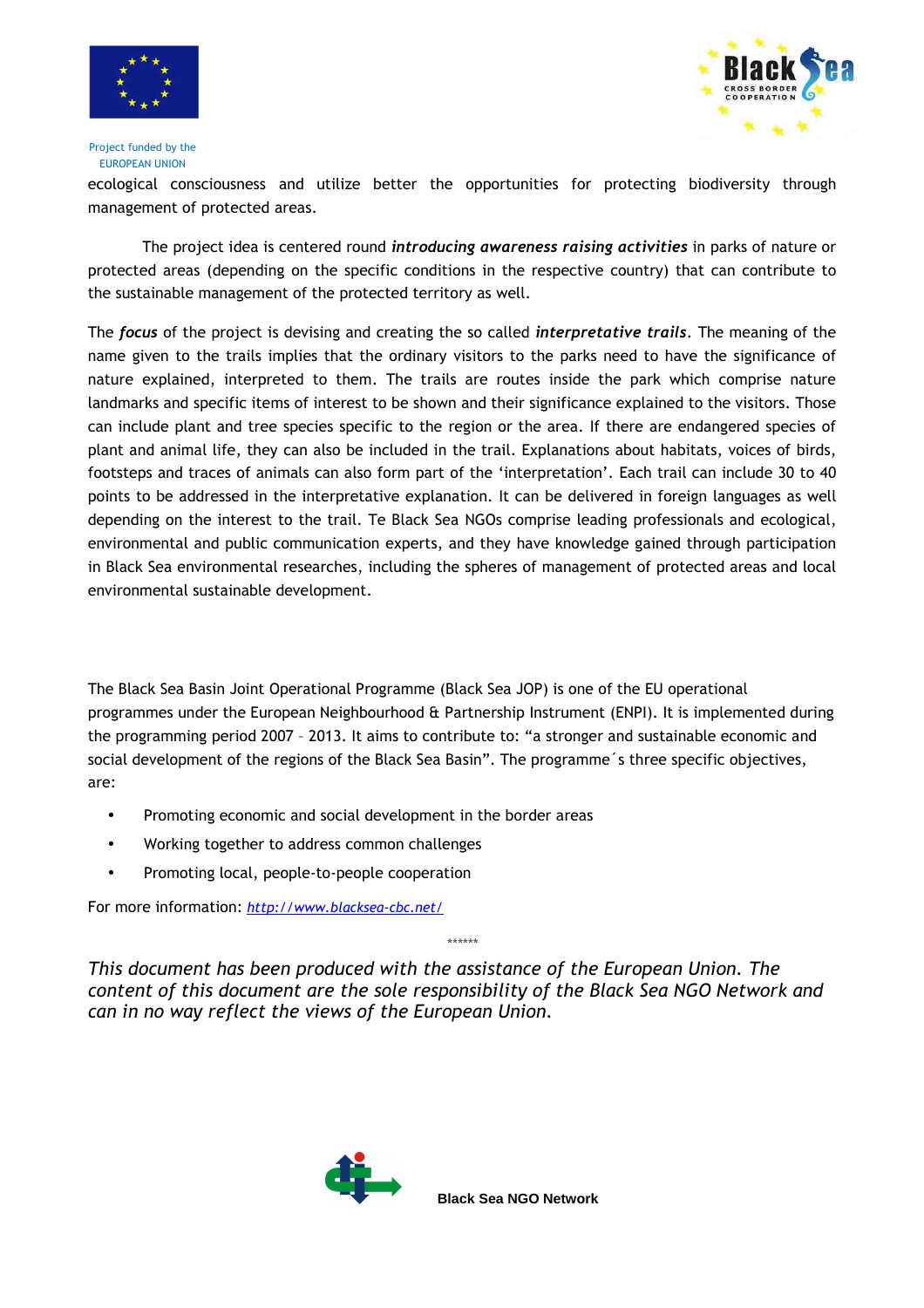ecological consciousness and utilize better the opportunities for protecting biodiversity through management of protected areas.

The project idea is centered round ***introducing awareness raising activities*** in parks of nature or protected areas (depending on the specific conditions in the respective country) that can contribute to the sustainable management of the protected territory as well.

The ***focus*** of the project is devising and creating the so called ***interpretative trails***. The meaning of the name given to the trails implies that the ordinary visitors to the parks need to have the significance of nature explained, interpreted to them. The trails are routes inside the park which comprise nature landmarks and specific items of interest to be shown and their significance explained to the visitors. Those can include plant and tree species specific to the region or the area. If there are endangered species of plant and animal life, they can also be included in the trail. Explanations about habitats, voices of birds, footsteps and traces of animals can also form part of the 'interpretation'. Each trail can include 30 to 40 points to be addressed in the interpretative explanation. It can be delivered in foreign languages as well depending on the interest to the trail. Te Black Sea NGOs comprise leading professionals and ecological, environmental and public communication experts, and they have knowledge gained through participation in Black Sea environmental researches, including the spheres of management of protected areas and local environmental sustainable development.

The Black Sea Basin Joint Operational Programme (Black Sea JOP) is one of the EU operational programmes under the European Neighbourhood & Partnership Instrument (ENPI). It is implemented during the programming period 2007 – 2013. It aims to contribute to: "a stronger and sustainable economic and social development of the regions of the Black Sea Basin". The programme´s three specific objectives, are:

- Promoting economic and social development in the border areas
- Working together to address common challenges
- Promoting local, people-to-people cooperation

For more information: *http://www.blacksea-cbc.net/*

******

*This document has been produced with the assistance of the European Union. The content of this document are the sole responsibility of the Black Sea NGO Network and can in no way reflect the views of the European Union.*

**Black Sea NGO Network**